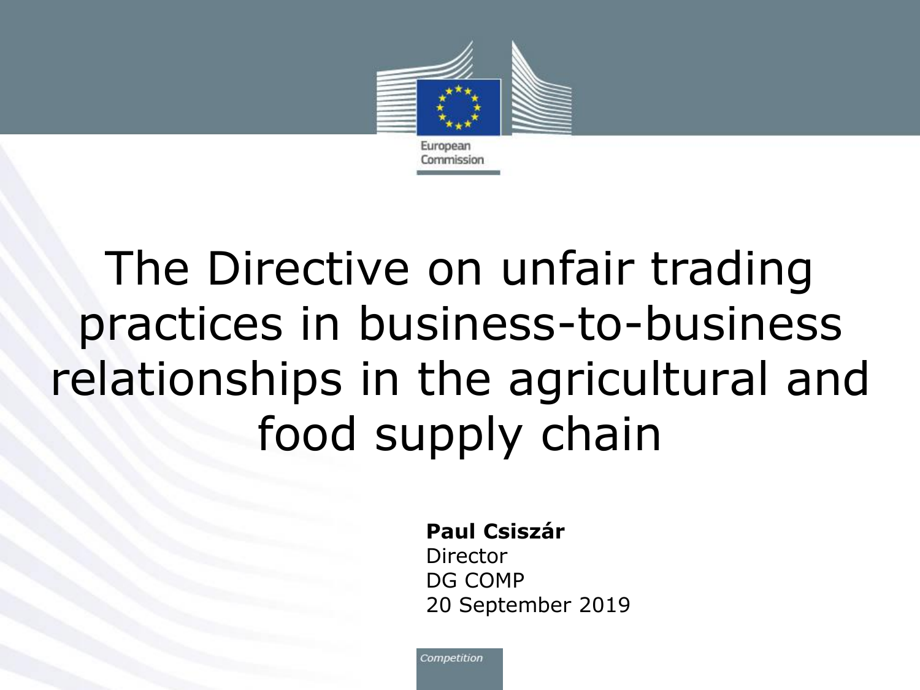European Commission

# The Directive on unfair trading practices in business-to-business relationships in the agricultural and food supply chain

**Paul Csiszár**
Director
DG COMP
20 September 2019

*Competition*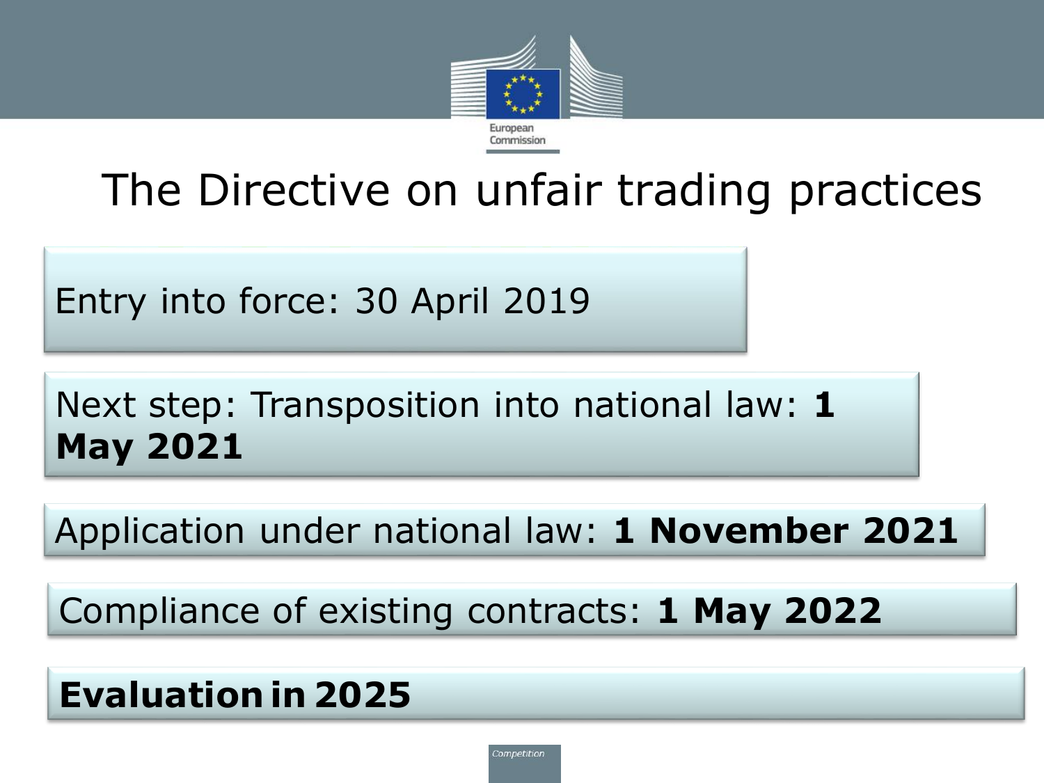# The Directive on unfair trading practices

Entry into force: 30 April 2019

Next step: Transposition into national law: **1 May 2021**

Application under national law: **1 November 2021**

Compliance of existing contracts: **1 May 2022**

**Evaluation in 2025**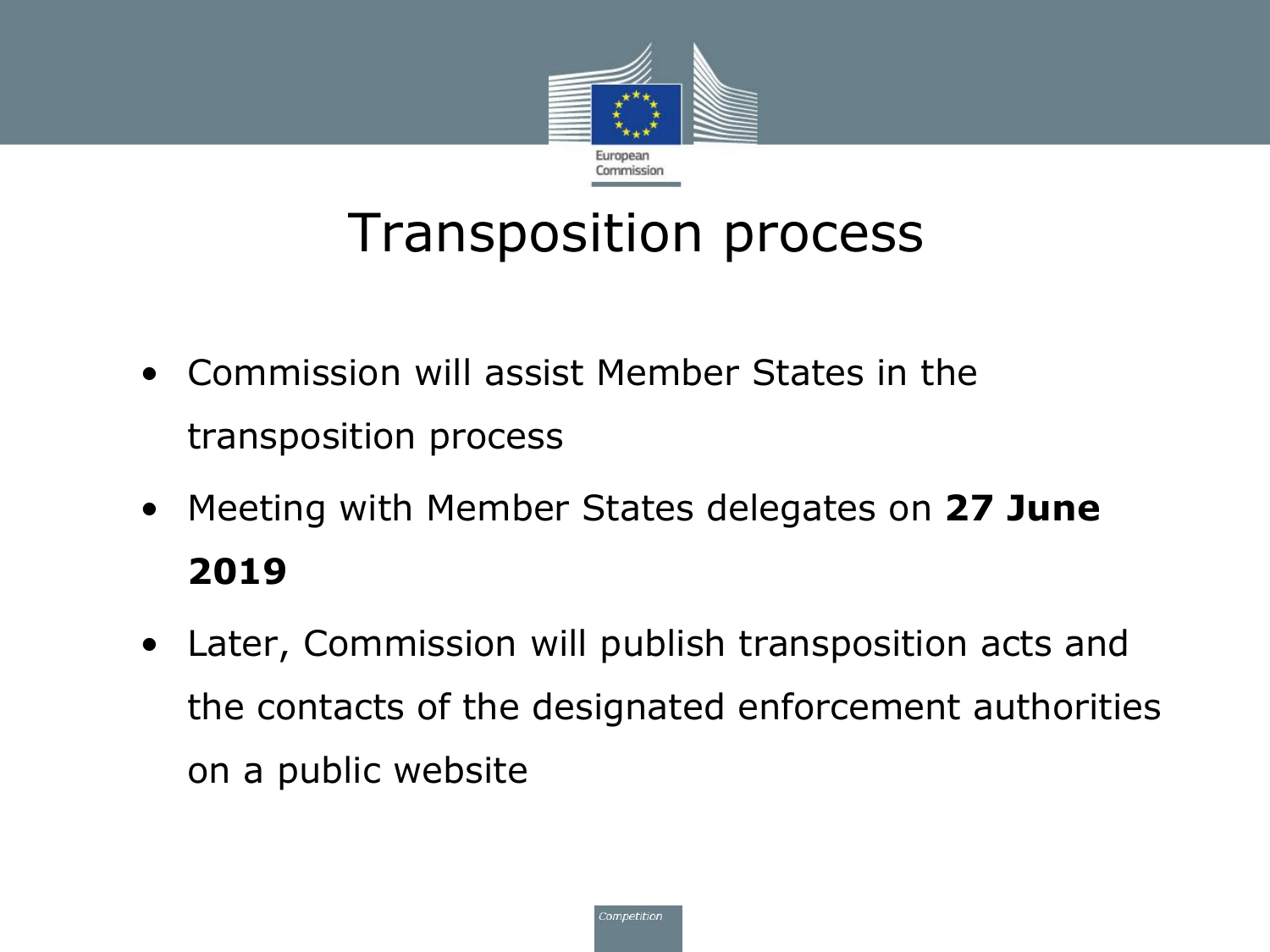# Transposition process

- Commission will assist Member States in the transposition process
- Meeting with Member States delegates on **27 June 2019**
- Later, Commission will publish transposition acts and the contacts of the designated enforcement authorities on a public website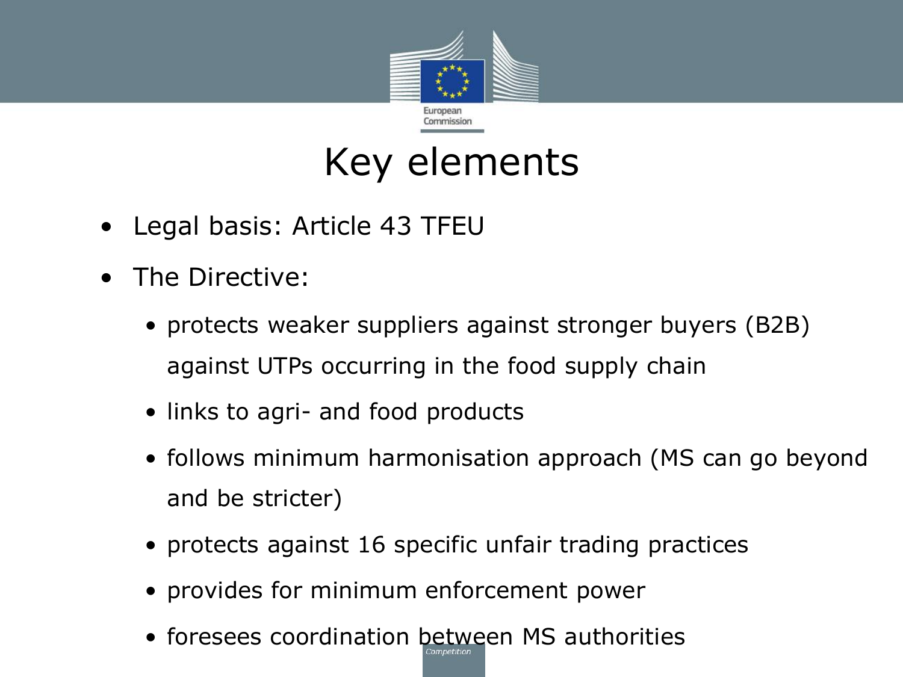# Key elements

- Legal basis: Article 43 TFEU
- The Directive:
  - protects weaker suppliers against stronger buyers (B2B) against UTPs occurring in the food supply chain
  - links to agri- and food products
  - follows minimum harmonisation approach (MS can go beyond and be stricter)
  - protects against 16 specific unfair trading practices
  - provides for minimum enforcement power
  - foresees coordination between MS authorities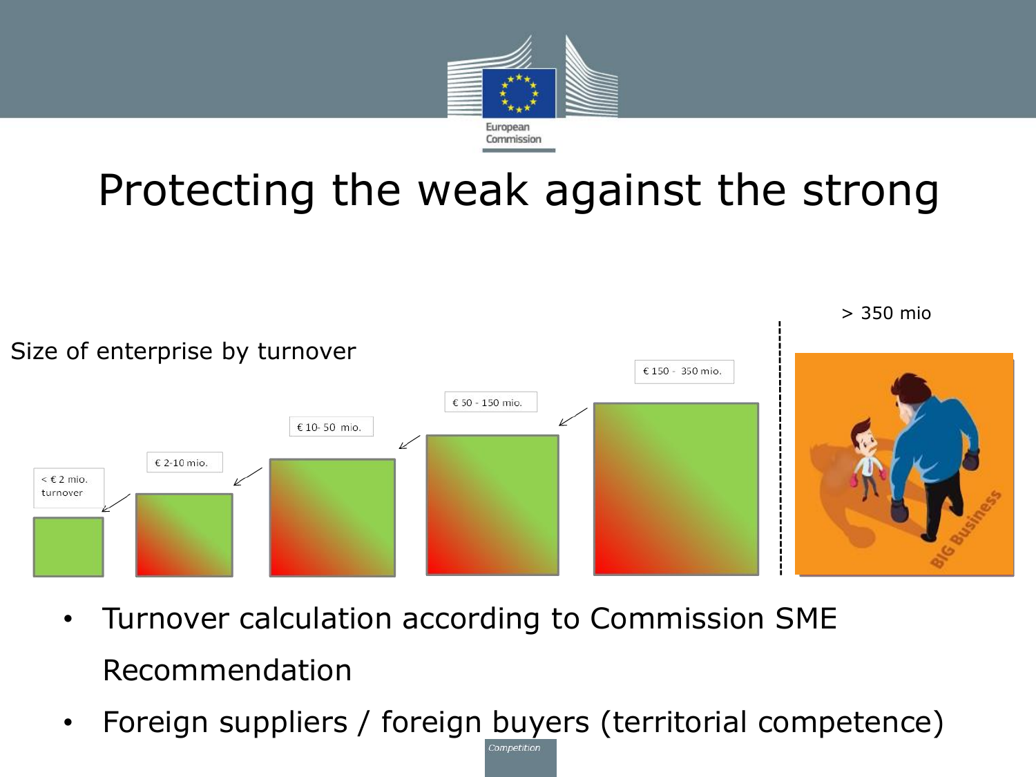# Protecting the weak against the strong

Size of enterprise by turnover

< € 2 mio. turnover

€ 2-10 mio.

€ 10- 50 mio.

€ 50 - 150 mio.

€ 150 - 350 mio.

> 350 mio

- Turnover calculation according to Commission SME Recommendation
- Foreign suppliers / foreign buyers (territorial competence)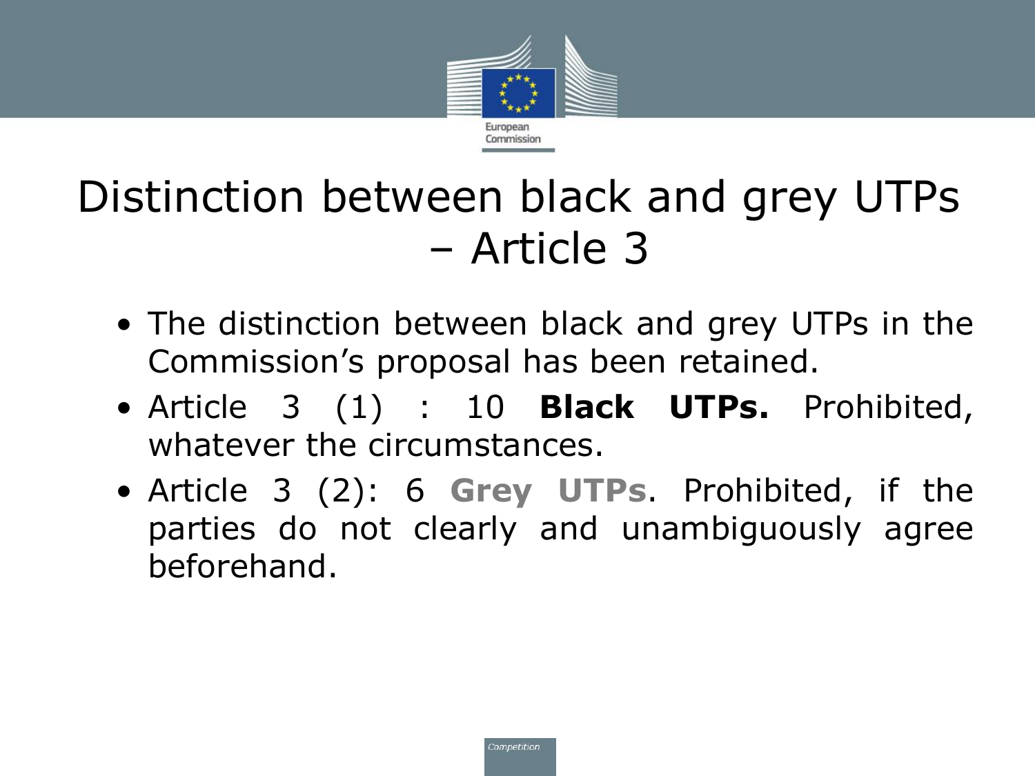# Distinction between black and grey UTPs – Article 3

- The distinction between black and grey UTPs in the Commission's proposal has been retained.
- Article 3 (1) : 10 **Black UTPs.** Prohibited, whatever the circumstances.
- Article 3 (2): 6 **Grey UTPs**. Prohibited, if the parties do not clearly and unambiguously agree beforehand.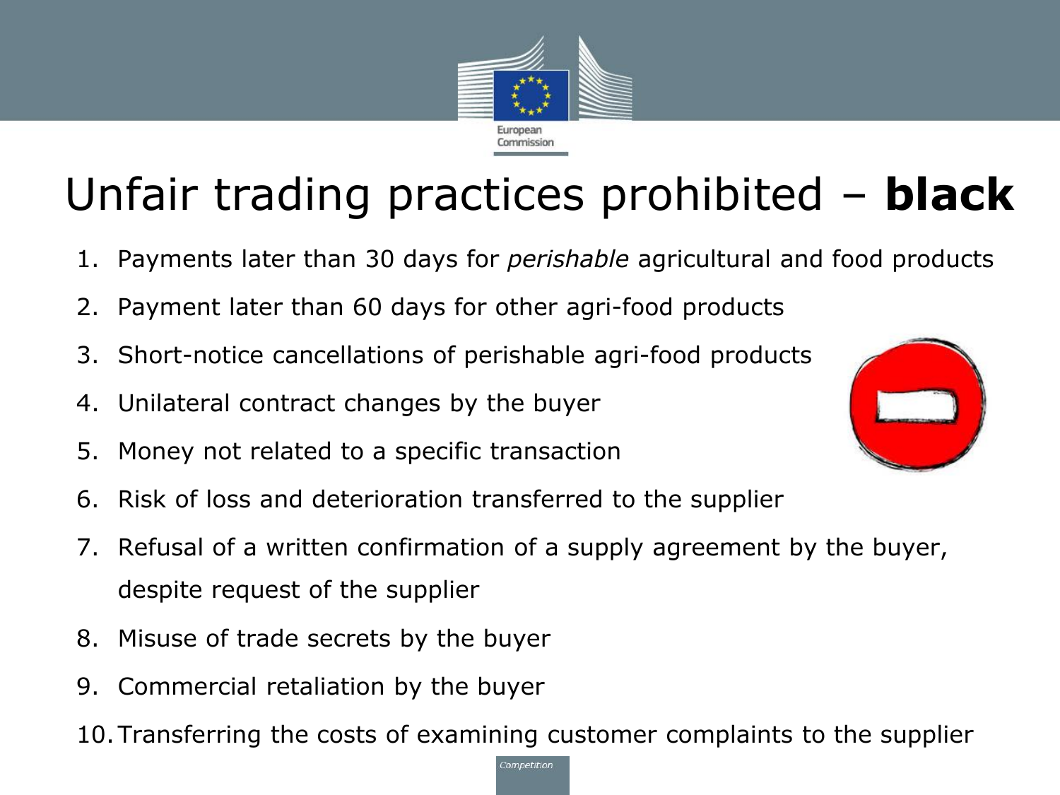# Unfair trading practices prohibited – **black**

1. Payments later than 30 days for *perishable* agricultural and food products
2. Payment later than 60 days for other agri-food products
3. Short-notice cancellations of perishable agri-food products
4. Unilateral contract changes by the buyer
5. Money not related to a specific transaction
6. Risk of loss and deterioration transferred to the supplier
7. Refusal of a written confirmation of a supply agreement by the buyer, despite request of the supplier
8. Misuse of trade secrets by the buyer
9. Commercial retaliation by the buyer
10. Transferring the costs of examining customer complaints to the supplier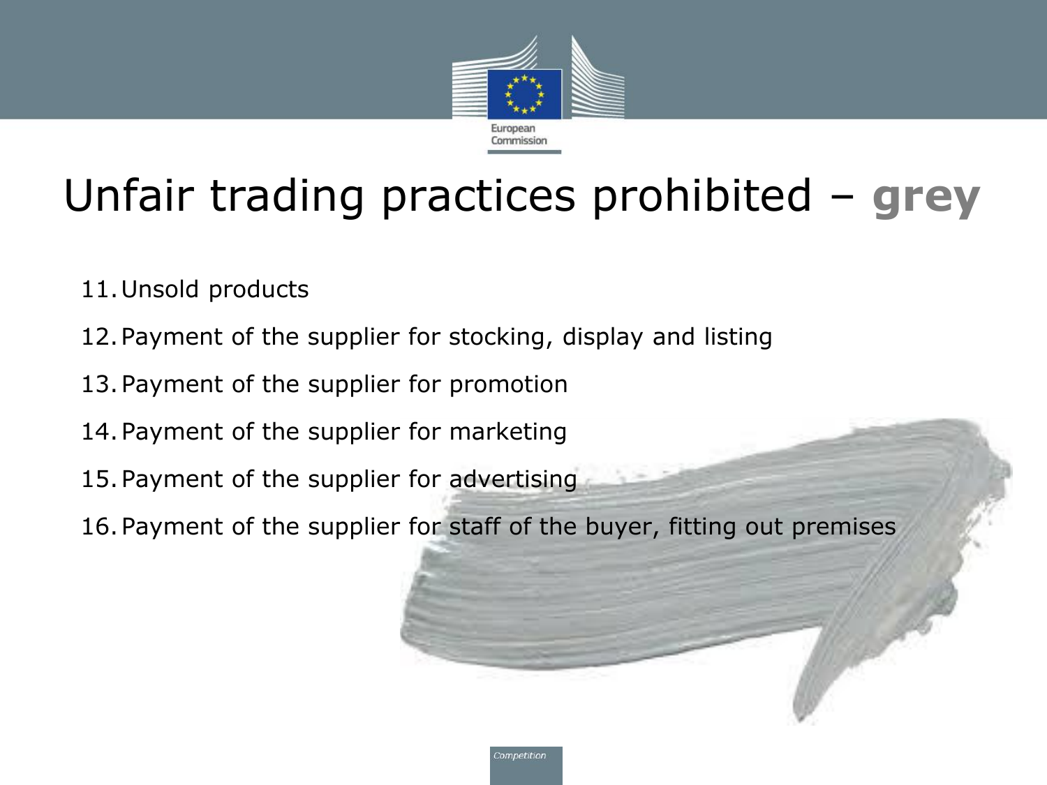# Unfair trading practices prohibited – **grey**

11. Unsold products
12. Payment of the supplier for stocking, display and listing
13. Payment of the supplier for promotion
14. Payment of the supplier for marketing
15. Payment of the supplier for advertising
16. Payment of the supplier for staff of the buyer, fitting out premises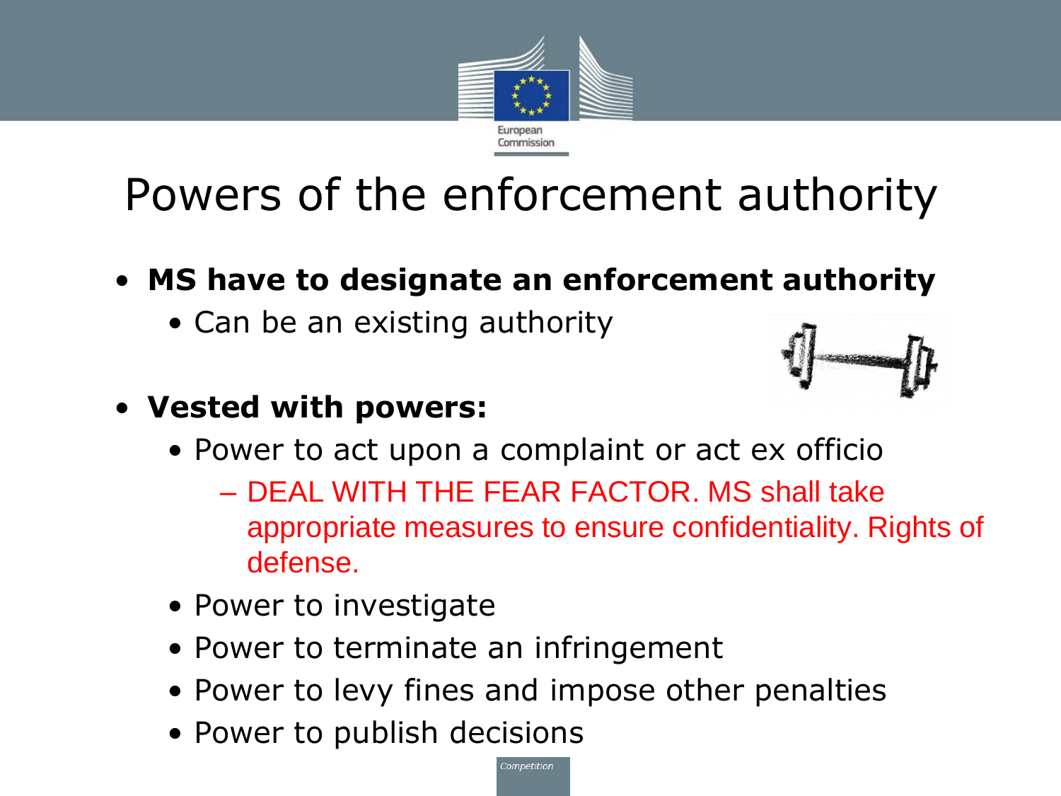# Powers of the enforcement authority

- **MS have to designate an enforcement authority**
  - Can be an existing authority
- **Vested with powers:**
  - Power to act upon a complaint or act ex officio
    - DEAL WITH THE FEAR FACTOR. MS shall take appropriate measures to ensure confidentiality. Rights of defense.
  - Power to investigate
  - Power to terminate an infringement
  - Power to levy fines and impose other penalties
  - Power to publish decisions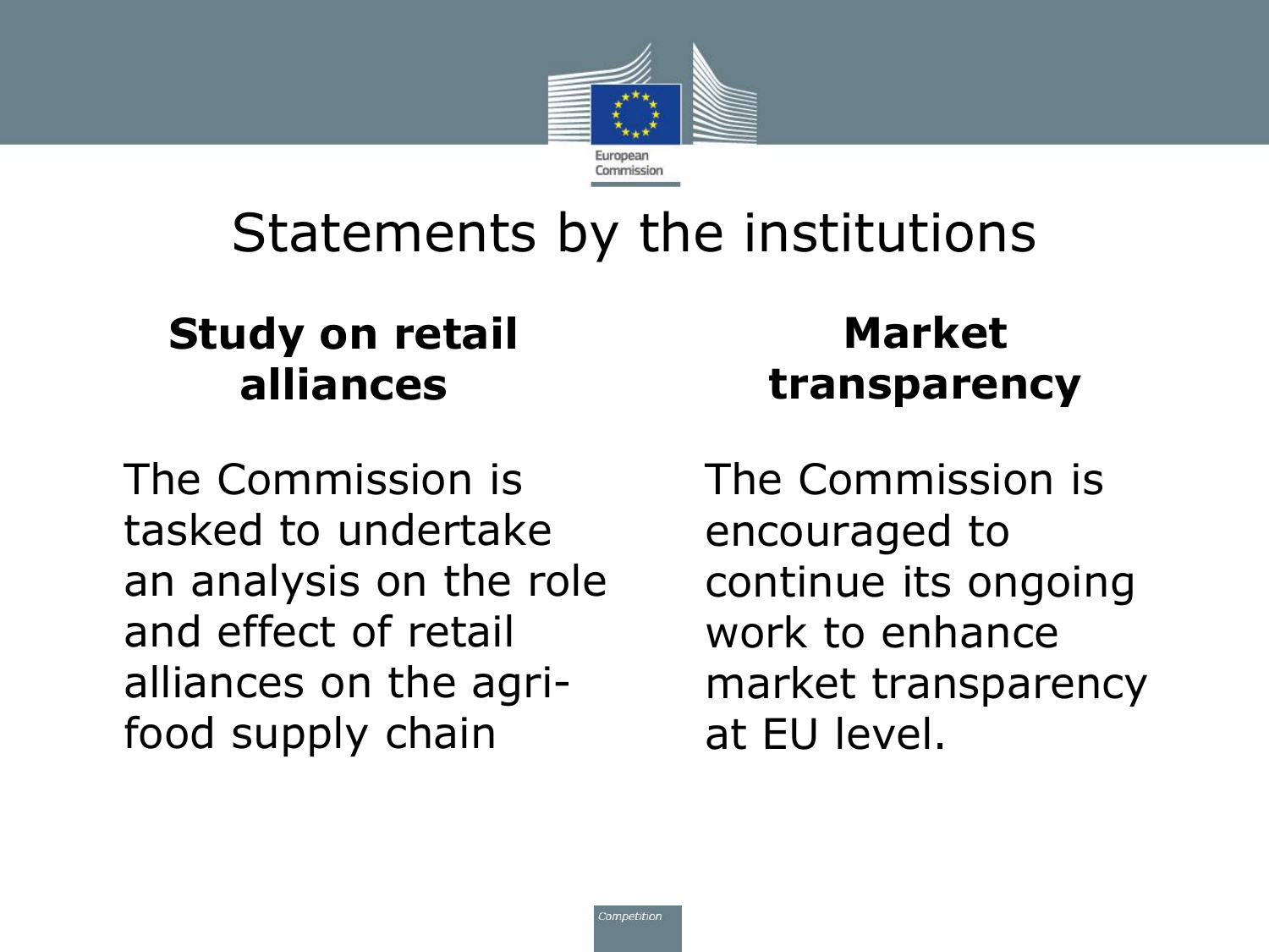# Statements by the institutions

## Study on retail alliances

The Commission is tasked to undertake an analysis on the role and effect of retail alliances on the agri-food supply chain

## Market transparency

The Commission is encouraged to continue its ongoing work to enhance market transparency at EU level.